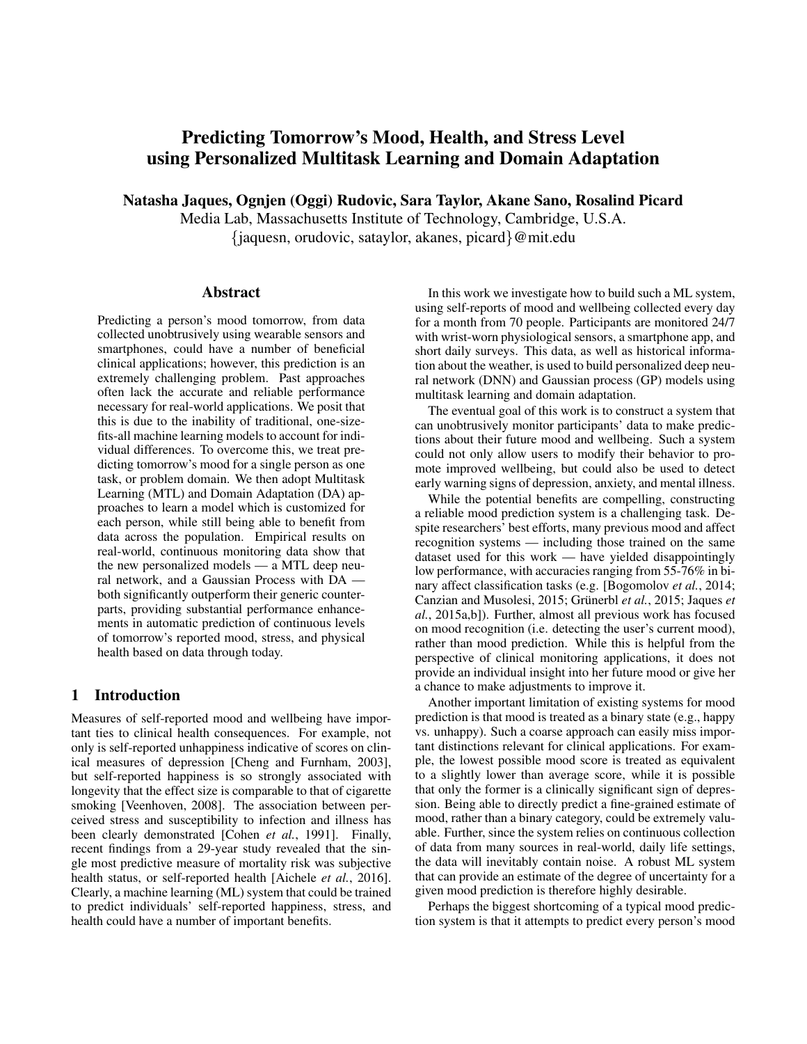# Predicting Tomorrow's Mood, Health, and Stress Level using Personalized Multitask Learning and Domain Adaptation

**Natasha Jaques, Ognjen (Oggi) Rudovic, Sara Taylor, Akane Sano, Rosalind Picard**

Media Lab, Massachusetts Institute of Technology, Cambridge, U.S.A.
{jaquesn, orudovic, sataylor, akanes, picard}@mit.edu

## Abstract

Predicting a person's mood tomorrow, from data collected unobtrusively using wearable sensors and smartphones, could have a number of beneficial clinical applications; however, this prediction is an extremely challenging problem. Past approaches often lack the accurate and reliable performance necessary for real-world applications. We posit that this is due to the inability of traditional, one-size-fits-all machine learning models to account for individual differences. To overcome this, we treat predicting tomorrow's mood for a single person as one task, or problem domain. We then adopt Multitask Learning (MTL) and Domain Adaptation (DA) approaches to learn a model which is customized for each person, while still being able to benefit from data across the population. Empirical results on real-world, continuous monitoring data show that the new personalized models — a MTL deep neural network, and a Gaussian Process with DA — both significantly outperform their generic counterparts, providing substantial performance enhancements in automatic prediction of continuous levels of tomorrow's reported mood, stress, and physical health based on data through today.

## 1 Introduction

Measures of self-reported mood and wellbeing have important ties to clinical health consequences. For example, not only is self-reported unhappiness indicative of scores on clinical measures of depression [Cheng and Furnham, 2003], but self-reported happiness is so strongly associated with longevity that the effect size is comparable to that of cigarette smoking [Veenhoven, 2008]. The association between perceived stress and susceptibility to infection and illness has been clearly demonstrated [Cohen *et al.*, 1991]. Finally, recent findings from a 29-year study revealed that the single most predictive measure of mortality risk was subjective health status, or self-reported health [Aichele *et al.*, 2016]. Clearly, a machine learning (ML) system that could be trained to predict individuals' self-reported happiness, stress, and health could have a number of important benefits.

In this work we investigate how to build such a ML system, using self-reports of mood and wellbeing collected every day for a month from 70 people. Participants are monitored 24/7 with wrist-worn physiological sensors, a smartphone app, and short daily surveys. This data, as well as historical information about the weather, is used to build personalized deep neural network (DNN) and Gaussian process (GP) models using multitask learning and domain adaptation.

The eventual goal of this work is to construct a system that can unobtrusively monitor participants' data to make predictions about their future mood and wellbeing. Such a system could not only allow users to modify their behavior to promote improved wellbeing, but could also be used to detect early warning signs of depression, anxiety, and mental illness.

While the potential benefits are compelling, constructing a reliable mood prediction system is a challenging task. Despite researchers' best efforts, many previous mood and affect recognition systems — including those trained on the same dataset used for this work — have yielded disappointingly low performance, with accuracies ranging from 55-76% in binary affect classification tasks (e.g. [Bogomolov *et al.*, 2014; Canzian and Musolesi, 2015; Grünerbl *et al.*, 2015; Jaques *et al.*, 2015a,b]). Further, almost all previous work has focused on mood recognition (i.e. detecting the user's current mood), rather than mood prediction. While this is helpful from the perspective of clinical monitoring applications, it does not provide an individual insight into her future mood or give her a chance to make adjustments to improve it.

Another important limitation of existing systems for mood prediction is that mood is treated as a binary state (e.g., happy vs. unhappy). Such a coarse approach can easily miss important distinctions relevant for clinical applications. For example, the lowest possible mood score is treated as equivalent to a slightly lower than average score, while it is possible that only the former is a clinically significant sign of depression. Being able to directly predict a fine-grained estimate of mood, rather than a binary category, could be extremely valuable. Further, since the system relies on continuous collection of data from many sources in real-world, daily life settings, the data will inevitably contain noise. A robust ML system that can provide an estimate of the degree of uncertainty for a given mood prediction is therefore highly desirable.

Perhaps the biggest shortcoming of a typical mood prediction system is that it attempts to predict every person's mood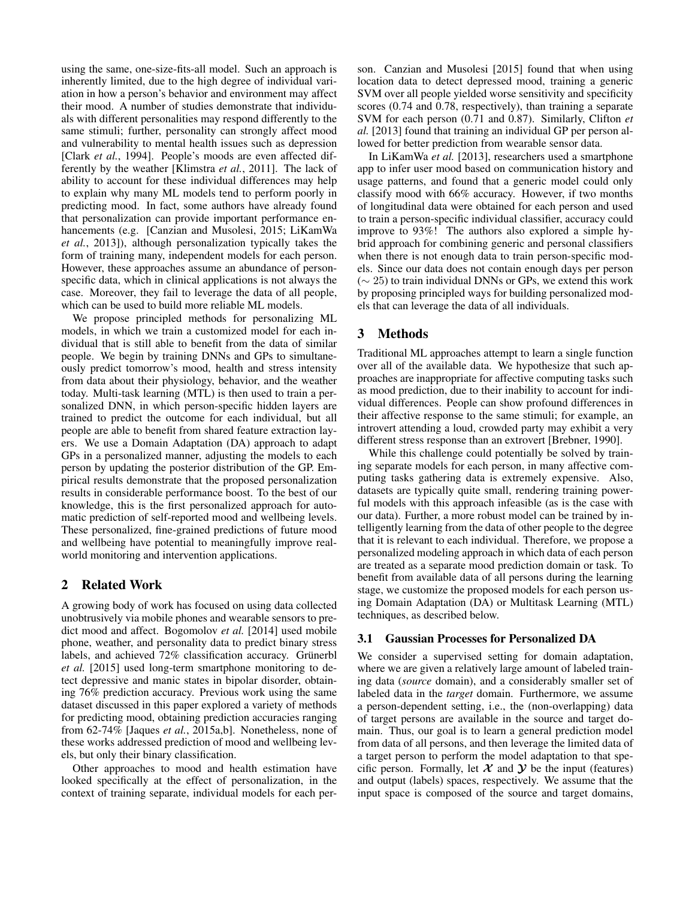using the same, one-size-fits-all model. Such an approach is inherently limited, due to the high degree of individual variation in how a person's behavior and environment may affect their mood. A number of studies demonstrate that individuals with different personalities may respond differently to the same stimuli; further, personality can strongly affect mood and vulnerability to mental health issues such as depression [Clark *et al.*, 1994]. People's moods are even affected differently by the weather [Klimstra *et al.*, 2011]. The lack of ability to account for these individual differences may help to explain why many ML models tend to perform poorly in predicting mood. In fact, some authors have already found that personalization can provide important performance enhancements (e.g. [Canzian and Musolesi, 2015; LiKamWa *et al.*, 2013]), although personalization typically takes the form of training many, independent models for each person. However, these approaches assume an abundance of person-specific data, which in clinical applications is not always the case. Moreover, they fail to leverage the data of all people, which can be used to build more reliable ML models.

We propose principled methods for personalizing ML models, in which we train a customized model for each individual that is still able to benefit from the data of similar people. We begin by training DNNs and GPs to simultaneously predict tomorrow's mood, health and stress intensity from data about their physiology, behavior, and the weather today. Multi-task learning (MTL) is then used to train a personalized DNN, in which person-specific hidden layers are trained to predict the outcome for each individual, but all people are able to benefit from shared feature extraction layers. We use a Domain Adaptation (DA) approach to adapt GPs in a personalized manner, adjusting the models to each person by updating the posterior distribution of the GP. Empirical results demonstrate that the proposed personalization results in considerable performance boost. To the best of our knowledge, this is the first personalized approach for automatic prediction of self-reported mood and wellbeing levels. These personalized, fine-grained predictions of future mood and wellbeing have potential to meaningfully improve real-world monitoring and intervention applications.

## 2 Related Work

A growing body of work has focused on using data collected unobtrusively via mobile phones and wearable sensors to predict mood and affect. Bogomolov *et al.* [2014] used mobile phone, weather, and personality data to predict binary stress labels, and achieved 72% classification accuracy. Grünerbl *et al.* [2015] used long-term smartphone monitoring to detect depressive and manic states in bipolar disorder, obtaining 76% prediction accuracy. Previous work using the same dataset discussed in this paper explored a variety of methods for predicting mood, obtaining prediction accuracies ranging from 62-74% [Jaques *et al.*, 2015a,b]. Nonetheless, none of these works addressed prediction of mood and wellbeing levels, but only their binary classification.

Other approaches to mood and health estimation have looked specifically at the effect of personalization, in the context of training separate, individual models for each person. Canzian and Musolesi [2015] found that when using location data to detect depressed mood, training a generic SVM over all people yielded worse sensitivity and specificity scores (0.74 and 0.78, respectively), than training a separate SVM for each person (0.71 and 0.87). Similarly, Clifton *et al.* [2013] found that training an individual GP per person allowed for better prediction from wearable sensor data.

In LiKamWa *et al.* [2013], researchers used a smartphone app to infer user mood based on communication history and usage patterns, and found that a generic model could only classify mood with 66% accuracy. However, if two months of longitudinal data were obtained for each person and used to train a person-specific individual classifier, accuracy could improve to 93%! The authors also explored a simple hybrid approach for combining generic and personal classifiers when there is not enough data to train person-specific models. Since our data does not contain enough days per person ($\sim 25$) to train individual DNNs or GPs, we extend this work by proposing principled ways for building personalized models that can leverage the data of all individuals.

## 3 Methods

Traditional ML approaches attempt to learn a single function over all of the available data. We hypothesize that such approaches are inappropriate for affective computing tasks such as mood prediction, due to their inability to account for individual differences. People can show profound differences in their affective response to the same stimuli; for example, an introvert attending a loud, crowded party may exhibit a very different stress response than an extrovert [Brebner, 1990].

While this challenge could potentially be solved by training separate models for each person, in many affective computing tasks gathering data is extremely expensive. Also, datasets are typically quite small, rendering training powerful models with this approach infeasible (as is the case with our data). Further, a more robust model can be trained by intelligently learning from the data of other people to the degree that it is relevant to each individual. Therefore, we propose a personalized modeling approach in which data of each person are treated as a separate mood prediction domain or task. To benefit from available data of all persons during the learning stage, we customize the proposed models for each person using Domain Adaptation (DA) or Multitask Learning (MTL) techniques, as described below.

### 3.1 Gaussian Processes for Personalized DA

We consider a supervised setting for domain adaptation, where we are given a relatively large amount of labeled training data (*source* domain), and a considerably smaller set of labeled data in the *target* domain. Furthermore, we assume a person-dependent setting, i.e., the (non-overlapping) data of target persons are available in the source and target domain. Thus, our goal is to learn a general prediction model from data of all persons, and then leverage the limited data of a target person to perform the model adaptation to that specific person. Formally, let $\boldsymbol{\mathcal{X}}$ and $\boldsymbol{\mathcal{Y}}$ be the input (features) and output (labels) spaces, respectively. We assume that the input space is composed of the source and target domains,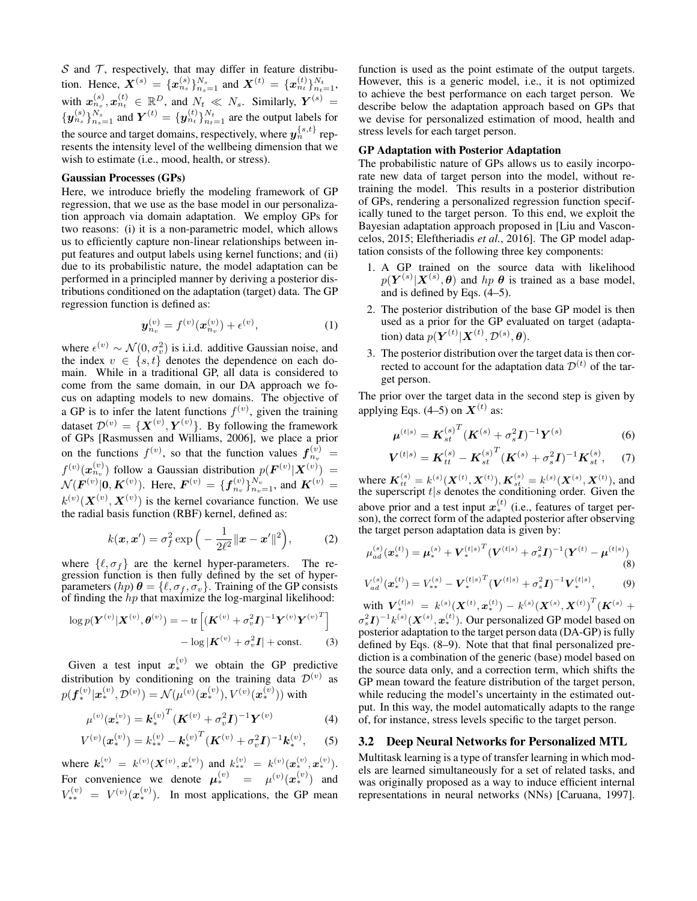$\mathcal{S}$ and $\mathcal{T}$, respectively, that may differ in feature distribution. Hence, $\boldsymbol{X}^{(s)} = \{\boldsymbol{x}_{n_s}^{(s)}\}_{n_s=1}^{N_s}$ and $\boldsymbol{X}^{(t)} = \{\boldsymbol{x}_{n_t}^{(t)}\}_{n_t=1}^{N_t}$, with $\boldsymbol{x}_{n_s}^{(s)}, \boldsymbol{x}_{n_t}^{(t)} \in \mathbb{R}^D$, and $N_t \ll N_s$. Similarly, $\boldsymbol{Y}^{(s)} = \{\boldsymbol{y}_{n_s}^{(s)}\}_{n_s=1}^{N_s}$ and $\boldsymbol{Y}^{(t)} = \{\boldsymbol{y}_{n_t}^{(t)}\}_{n_t=1}^{N_t}$ are the output labels for the source and target domains, respectively, where $\boldsymbol{y}_n^{\{s,t\}}$ represents the intensity level of the wellbeing dimension that we wish to estimate (i.e., mood, health, or stress).

**Gaussian Processes (GPs)**

Here, we introduce briefly the modeling framework of GP regression, that we use as the base model in our personalization approach via domain adaptation. We employ GPs for two reasons: (i) it is a non-parametric model, which allows us to efficiently capture non-linear relationships between input features and output labels using kernel functions; and (ii) due to its probabilistic nature, the model adaptation can be performed in a principled manner by deriving a posterior distributions conditioned on the adaptation (target) data. The GP regression function is defined as:

$$\boldsymbol{y}_{n_v}^{(v)} = f^{(v)}(\boldsymbol{x}_{n_v}^{(v)}) + \epsilon^{(v)}, \tag{1}$$

where $\epsilon^{(v)} \sim \mathcal{N}(0, \sigma_v^2)$ is i.i.d. additive Gaussian noise, and the index $v \in \{s, t\}$ denotes the dependence on each domain. While in a traditional GP, all data is considered to come from the same domain, in our DA approach we focus on adapting models to new domains. The objective of a GP is to infer the latent functions $f^{(v)}$, given the training dataset $\mathcal{D}^{(v)} = \{\boldsymbol{X}^{(v)}, \boldsymbol{Y}^{(v)}\}$. By following the framework of GPs [Rasmussen and Williams, 2006], we place a prior on the functions $f^{(v)}$, so that the function values $\boldsymbol{f}_{n_v}^{(v)} = f^{(v)}(\boldsymbol{x}_{n_v}^{(v)})$ follow a Gaussian distribution $p(\boldsymbol{F}^{(v)}|\boldsymbol{X}^{(v)}) = \mathcal{N}(\boldsymbol{F}^{(v)}|\boldsymbol{0}, \boldsymbol{K}^{(v)})$. Here, $\boldsymbol{F}^{(v)} = \{\boldsymbol{f}_{n_v}^{(v)}\}_{n_v=1}^{N_v}$, and $\boldsymbol{K}^{(v)} = k^{(v)}(\boldsymbol{X}^{(v)}, \boldsymbol{X}^{(v)})$ is the kernel covariance function. We use the radial basis function (RBF) kernel, defined as:

$$k(\boldsymbol{x}, \boldsymbol{x}') = \sigma_f^2 \exp\Big(-\frac{1}{2\ell^2}\|\boldsymbol{x} - \boldsymbol{x}'\|^2\Big), \tag{2}$$

where $\{\ell, \sigma_f\}$ are the kernel hyper-parameters. The regression function is then fully defined by the set of hyper-parameters ($hp$) $\boldsymbol{\theta} = \{\ell, \sigma_f, \sigma_v\}$. Training of the GP consists of finding the $hp$ that maximize the log-marginal likelihood:

$$\log p(\boldsymbol{Y}^{(v)}|\boldsymbol{X}^{(v)}, \boldsymbol{\theta}^{(v)}) = -\operatorname{tr}\Big[(\boldsymbol{K}^{(v)} + \sigma_v^2 \boldsymbol{I})^{-1} \boldsymbol{Y}^{(v)} \boldsymbol{Y}^{(v)^T}\Big] - \log|\boldsymbol{K}^{(v)} + \sigma_v^2 \boldsymbol{I}| + \text{const.} \tag{3}$$

Given a test input $\boldsymbol{x}_*^{(v)}$ we obtain the GP predictive distribution by conditioning on the training data $\mathcal{D}^{(v)}$ as $p(\boldsymbol{f}_*^{(v)}|\boldsymbol{x}_*^{(v)}, \mathcal{D}^{(v)}) = \mathcal{N}(\mu^{(v)}(\boldsymbol{x}_*^{(v)}), V^{(v)}(\boldsymbol{x}_*^{(v)}))$ with

$$\mu^{(v)}(\boldsymbol{x}_*^{(v)}) = \boldsymbol{k}_*^{(v)^T}(\boldsymbol{K}^{(v)} + \sigma_v^2 \boldsymbol{I})^{-1} \boldsymbol{Y}^{(v)} \tag{4}$$

$$V^{(v)}(\boldsymbol{x}_*^{(v)}) = k_{**}^{(v)} - \boldsymbol{k}_*^{(v)^T}(\boldsymbol{K}^{(v)} + \sigma_v^2 \boldsymbol{I})^{-1} \boldsymbol{k}_*^{(v)}, \tag{5}$$

where $\boldsymbol{k}_*^{(v)} = k^{(v)}(\boldsymbol{X}^{(v)}, \boldsymbol{x}_*^{(v)})$ and $k_{**}^{(v)} = k^{(v)}(\boldsymbol{x}_*^{(v)}, \boldsymbol{x}_*^{(v)})$. For convenience we denote $\boldsymbol{\mu}_*^{(v)} = \mu^{(v)}(\boldsymbol{x}_*^{(v)})$ and $V_{**}^{(v)} = V^{(v)}(\boldsymbol{x}_*^{(v)})$. In most applications, the GP mean function is used as the point estimate of the output targets. However, this is a generic model, i.e., it is not optimized to achieve the best performance on each target person. We describe below the adaptation approach based on GPs that we devise for personalized estimation of mood, health and stress levels for each target person.

**GP Adaptation with Posterior Adaptation**

The probabilistic nature of GPs allows us to easily incorporate new data of target person into the model, without retraining the model. This results in a posterior distribution of GPs, rendering a personalized regression function specifically tuned to the target person. To this end, we exploit the Bayesian adaptation approach proposed in [Liu and Vasconcelos, 2015; Eleftheriadis *et al.*, 2016]. The GP model adaptation consists of the following three key components:

1. A GP trained on the source data with likelihood $p(\boldsymbol{Y}^{(s)}|\boldsymbol{X}^{(s)}, \boldsymbol{\theta})$ and $hp$ $\boldsymbol{\theta}$ is trained as a base model, and is defined by Eqs. (4–5).
2. The posterior distribution of the base GP model is then used as a prior for the GP evaluated on target (adaptation) data $p(\boldsymbol{Y}^{(t)}|\boldsymbol{X}^{(t)}, \mathcal{D}^{(s)}, \boldsymbol{\theta})$.
3. The posterior distribution over the target data is then corrected to account for the adaptation data $\mathcal{D}^{(t)}$ of the target person.

The prior over the target data in the second step is given by applying Eqs. (4–5) on $\boldsymbol{X}^{(t)}$ as:

$$\boldsymbol{\mu}^{(t|s)} = \boldsymbol{K}_{st}^{(s)^T}(\boldsymbol{K}^{(s)} + \sigma_s^2 \boldsymbol{I})^{-1} \boldsymbol{Y}^{(s)} \tag{6}$$

$$\boldsymbol{V}^{(t|s)} = \boldsymbol{K}_{tt}^{(s)} - \boldsymbol{K}_{st}^{(s)^T}(\boldsymbol{K}^{(s)} + \sigma_s^2 \boldsymbol{I})^{-1} \boldsymbol{K}_{st}^{(s)}, \tag{7}$$

where $\boldsymbol{K}_{tt}^{(s)} = k^{(s)}(\boldsymbol{X}^{(t)}, \boldsymbol{X}^{(t)}), \boldsymbol{K}_{st}^{(s)} = k^{(s)}(\boldsymbol{X}^{(s)}, \boldsymbol{X}^{(t)})$, and the superscript $t|s$ denotes the conditioning order. Given the above prior and a test input $\boldsymbol{x}_*^{(t)}$ (i.e., features of target person), the correct form of the adapted posterior after observing the target person adaptation data is given by:

$$\mu_{ad}^{(s)}(\boldsymbol{x}_*^{(t)}) = \boldsymbol{\mu}_*^{(s)} + \boldsymbol{V}_*^{(t|s)^T}(\boldsymbol{V}^{(t|s)} + \sigma_s^2 \boldsymbol{I})^{-1}(\boldsymbol{Y}^{(t)} - \boldsymbol{\mu}^{(t|s)}) \tag{8}$$

$$V_{ad}^{(s)}(\boldsymbol{x}_*^{(t)}) = V_{**}^{(s)} - \boldsymbol{V}_*^{(t|s)^T}(\boldsymbol{V}^{(t|s)} + \sigma_s^2 \boldsymbol{I})^{-1} \boldsymbol{V}_*^{(t|s)}, \tag{9}$$

with $\boldsymbol{V}_*^{(t|s)} = k^{(s)}(\boldsymbol{X}^{(t)}, \boldsymbol{x}_*^{(t)}) - k^{(s)}(\boldsymbol{X}^{(s)}, \boldsymbol{X}^{(t)})^T (\boldsymbol{K}^{(s)} + \sigma_s^2 \boldsymbol{I})^{-1} k^{(s)}(\boldsymbol{X}^{(s)}, \boldsymbol{x}_*^{(t)})$. Our personalized GP model based on posterior adaptation to the target person data (DA-GP) is fully defined by Eqs. (8–9). Note that that final personalized prediction is a combination of the generic (base) model based on the source data only, and a correction term, which shifts the GP mean toward the feature distribution of the target person, while reducing the model's uncertainty in the estimated output. In this way, the model automatically adapts to the range of, for instance, stress levels specific to the target person.

## 3.2 Deep Neural Networks for Personalized MTL

Multitask learning is a type of transfer learning in which models are learned simultaneously for a set of related tasks, and was originally proposed as a way to induce efficient internal representations in neural networks (NNs) [Caruana, 1997].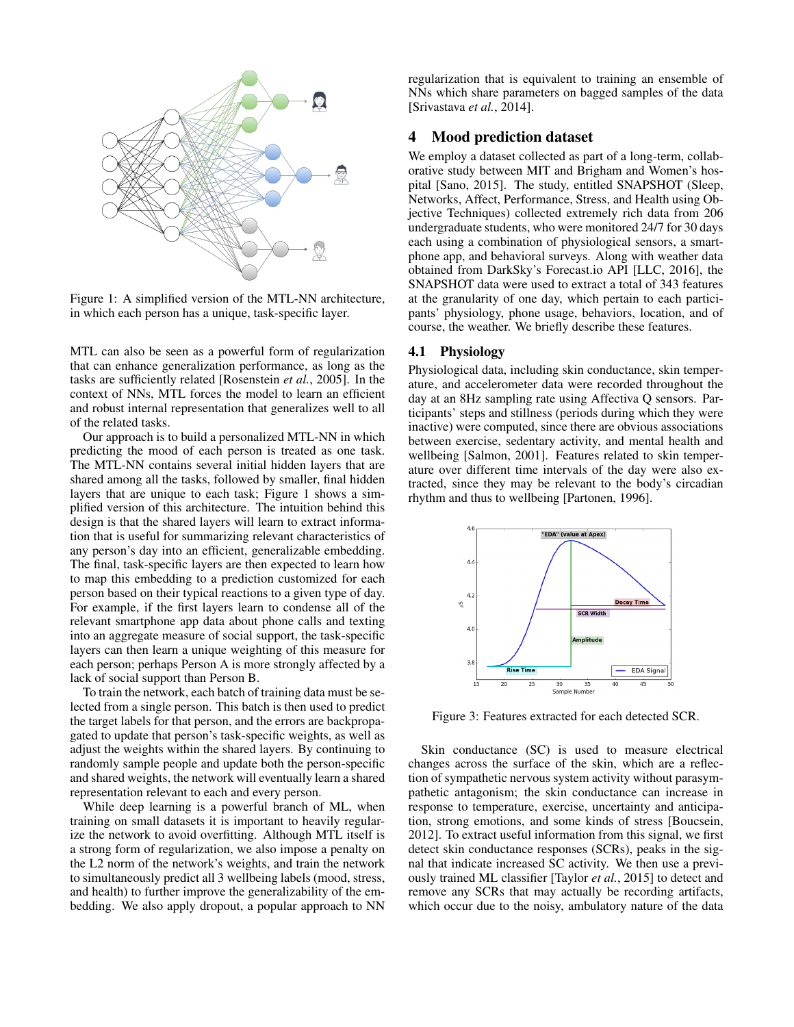Figure 1: A simplified version of the MTL-NN architecture, in which each person has a unique, task-specific layer.

MTL can also be seen as a powerful form of regularization that can enhance generalization performance, as long as the tasks are sufficiently related [Rosenstein *et al.*, 2005]. In the context of NNs, MTL forces the model to learn an efficient and robust internal representation that generalizes well to all of the related tasks.

Our approach is to build a personalized MTL-NN in which predicting the mood of each person is treated as one task. The MTL-NN contains several initial hidden layers that are shared among all the tasks, followed by smaller, final hidden layers that are unique to each task; Figure 1 shows a simplified version of this architecture. The intuition behind this design is that the shared layers will learn to extract information that is useful for summarizing relevant characteristics of any person's day into an efficient, generalizable embedding. The final, task-specific layers are then expected to learn how to map this embedding to a prediction customized for each person based on their typical reactions to a given type of day. For example, if the first layers learn to condense all of the relevant smartphone app data about phone calls and texting into an aggregate measure of social support, the task-specific layers can then learn a unique weighting of this measure for each person; perhaps Person A is more strongly affected by a lack of social support than Person B.

To train the network, each batch of training data must be selected from a single person. This batch is then used to predict the target labels for that person, and the errors are backpropagated to update that person's task-specific weights, as well as adjust the weights within the shared layers. By continuing to randomly sample people and update both the person-specific and shared weights, the network will eventually learn a shared representation relevant to each and every person.

While deep learning is a powerful branch of ML, when training on small datasets it is important to heavily regularize the network to avoid overfitting. Although MTL itself is a strong form of regularization, we also impose a penalty on the L2 norm of the network's weights, and train the network to simultaneously predict all 3 wellbeing labels (mood, stress, and health) to further improve the generalizability of the embedding. We also apply dropout, a popular approach to NN regularization that is equivalent to training an ensemble of NNs which share parameters on bagged samples of the data [Srivastava *et al.*, 2014].

## 4 Mood prediction dataset

We employ a dataset collected as part of a long-term, collaborative study between MIT and Brigham and Women's hospital [Sano, 2015]. The study, entitled SNAPSHOT (Sleep, Networks, Affect, Performance, Stress, and Health using Objective Techniques) collected extremely rich data from 206 undergraduate students, who were monitored 24/7 for 30 days each using a combination of physiological sensors, a smartphone app, and behavioral surveys. Along with weather data obtained from DarkSky's Forecast.io API [LLC, 2016], the SNAPSHOT data were used to extract a total of 343 features at the granularity of one day, which pertain to each participants' physiology, phone usage, behaviors, location, and of course, the weather. We briefly describe these features.

### 4.1 Physiology

Physiological data, including skin conductance, skin temperature, and accelerometer data were recorded throughout the day at an 8Hz sampling rate using Affectiva Q sensors. Participants' steps and stillness (periods during which they were inactive) were computed, since there are obvious associations between exercise, sedentary activity, and mental health and wellbeing [Salmon, 2001]. Features related to skin temperature over different time intervals of the day were also extracted, since they may be relevant to the body's circadian rhythm and thus to wellbeing [Partonen, 1996].

Figure 3: Features extracted for each detected SCR.

Skin conductance (SC) is used to measure electrical changes across the surface of the skin, which are a reflection of sympathetic nervous system activity without parasympathetic antagonism; the skin conductance can increase in response to temperature, exercise, uncertainty and anticipation, strong emotions, and some kinds of stress [Boucsein, 2012]. To extract useful information from this signal, we first detect skin conductance responses (SCRs), peaks in the signal that indicate increased SC activity. We then use a previously trained ML classifier [Taylor *et al.*, 2015] to detect and remove any SCRs that may actually be recording artifacts, which occur due to the noisy, ambulatory nature of the data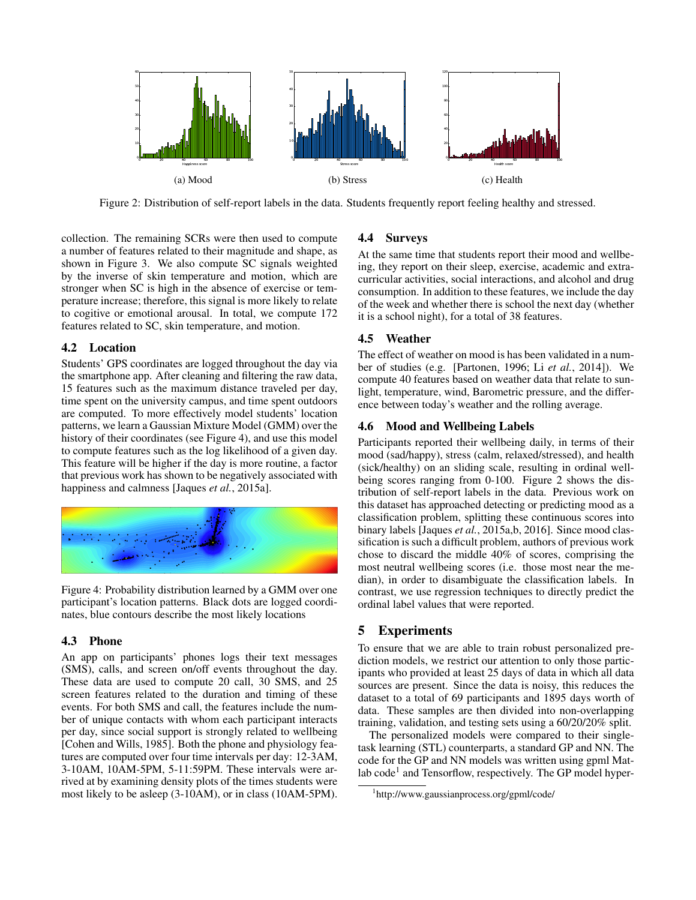(a) Mood (b) Stress (c) Health

Figure 2: Distribution of self-report labels in the data. Students frequently report feeling healthy and stressed.

collection. The remaining SCRs were then used to compute a number of features related to their magnitude and shape, as shown in Figure 3. We also compute SC signals weighted by the inverse of skin temperature and motion, which are stronger when SC is high in the absence of exercise or temperature increase; therefore, this signal is more likely to relate to cogitive or emotional arousal. In total, we compute 172 features related to SC, skin temperature, and motion.

### 4.2 Location

Students' GPS coordinates are logged throughout the day via the smartphone app. After cleaning and filtering the raw data, 15 features such as the maximum distance traveled per day, time spent on the university campus, and time spent outdoors are computed. To more effectively model students' location patterns, we learn a Gaussian Mixture Model (GMM) over the history of their coordinates (see Figure 4), and use this model to compute features such as the log likelihood of a given day. This feature will be higher if the day is more routine, a factor that previous work has shown to be negatively associated with happiness and calmness [Jaques *et al.*, 2015a].

Figure 4: Probability distribution learned by a GMM over one participant's location patterns. Black dots are logged coordinates, blue contours describe the most likely locations

### 4.3 Phone

An app on participants' phones logs their text messages (SMS), calls, and screen on/off events throughout the day. These data are used to compute 20 call, 30 SMS, and 25 screen features related to the duration and timing of these events. For both SMS and call, the features include the number of unique contacts with whom each participant interacts per day, since social support is strongly related to wellbeing [Cohen and Wills, 1985]. Both the phone and physiology features are computed over four time intervals per day: 12-3AM, 3-10AM, 10AM-5PM, 5-11:59PM. These intervals were arrived at by examining density plots of the times students were most likely to be asleep (3-10AM), or in class (10AM-5PM).

### 4.4 Surveys

At the same time that students report their mood and wellbeing, they report on their sleep, exercise, academic and extracurricular activities, social interactions, and alcohol and drug consumption. In addition to these features, we include the day of the week and whether there is school the next day (whether it is a school night), for a total of 38 features.

### 4.5 Weather

The effect of weather on mood is has been validated in a number of studies (e.g. [Partonen, 1996; Li *et al.*, 2014]). We compute 40 features based on weather data that relate to sunlight, temperature, wind, Barometric pressure, and the difference between today's weather and the rolling average.

### 4.6 Mood and Wellbeing Labels

Participants reported their wellbeing daily, in terms of their mood (sad/happy), stress (calm, relaxed/stressed), and health (sick/healthy) on an sliding scale, resulting in ordinal wellbeing scores ranging from 0-100. Figure 2 shows the distribution of self-report labels in the data. Previous work on this dataset has approached detecting or predicting mood as a classification problem, splitting these continuous scores into binary labels [Jaques *et al.*, 2015a,b, 2016]. Since mood classification is such a difficult problem, authors of previous work chose to discard the middle 40% of scores, comprising the most neutral wellbeing scores (i.e. those most near the median), in order to disambiguate the classification labels. In contrast, we use regression techniques to directly predict the ordinal label values that were reported.

## 5 Experiments

To ensure that we are able to train robust personalized prediction models, we restrict our attention to only those participants who provided at least 25 days of data in which all data sources are present. Since the data is noisy, this reduces the dataset to a total of 69 participants and 1895 days worth of data. These samples are then divided into non-overlapping training, validation, and testing sets using a 60/20/20% split.

The personalized models were compared to their single-task learning (STL) counterparts, a standard GP and NN. The code for the GP and NN models was written using gpml Matlab code[1] and Tensorflow, respectively. The GP model hyper-

[1] http://www.gaussianprocess.org/gpml/code/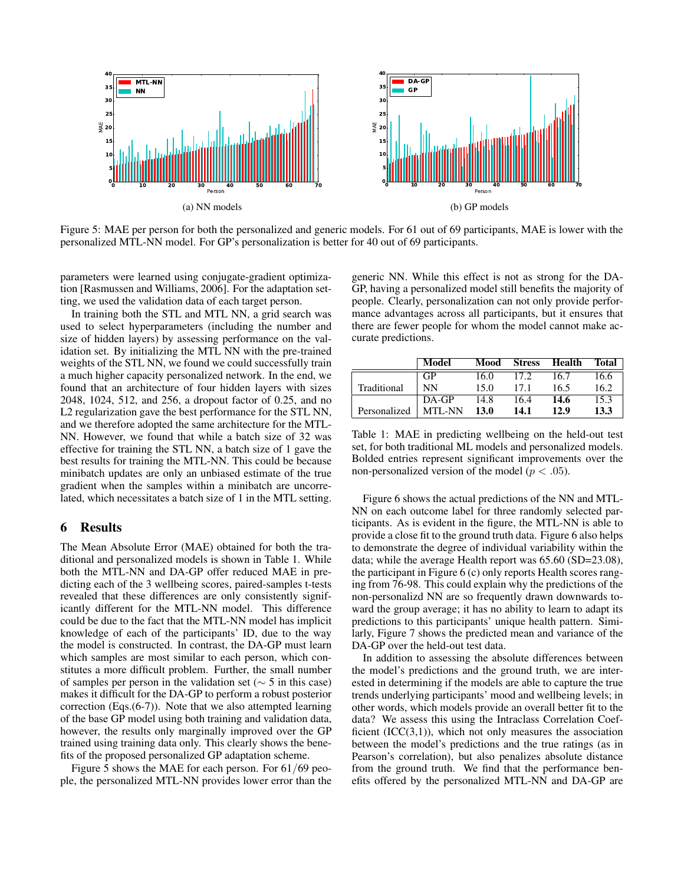(a) NN models

(b) GP models

Figure 5: MAE per person for both the personalized and generic models. For 61 out of 69 participants, MAE is lower with the personalized MTL-NN model. For GP's personalization is better for 40 out of 69 participants.

parameters were learned using conjugate-gradient optimization [Rasmussen and Williams, 2006]. For the adaptation setting, we used the validation data of each target person.

In training both the STL and MTL NN, a grid search was used to select hyperparameters (including the number and size of hidden layers) by assessing performance on the validation set. By initializing the MTL NN with the pre-trained weights of the STL NN, we found we could successfully train a much higher capacity personalized network. In the end, we found that an architecture of four hidden layers with sizes 2048, 1024, 512, and 256, a dropout factor of 0.25, and no L2 regularization gave the best performance for the STL NN, and we therefore adopted the same architecture for the MTL-NN. However, we found that while a batch size of 32 was effective for training the STL NN, a batch size of 1 gave the best results for training the MTL-NN. This could be because minibatch updates are only an unbiased estimate of the true gradient when the samples within a minibatch are uncorrelated, which necessitates a batch size of 1 in the MTL setting.

## 6 Results

The Mean Absolute Error (MAE) obtained for both the traditional and personalized models is shown in Table 1. While both the MTL-NN and DA-GP offer reduced MAE in predicting each of the 3 wellbeing scores, paired-samples t-tests revealed that these differences are only consistently significantly different for the MTL-NN model. This difference could be due to the fact that the MTL-NN model has implicit knowledge of each of the participants' ID, due to the way the model is constructed. In contrast, the DA-GP must learn which samples are most similar to each person, which constitutes a more difficult problem. Further, the small number of samples per person in the validation set ($\sim 5$ in this case) makes it difficult for the DA-GP to perform a robust posterior correction (Eqs.(6-7)). Note that we also attempted learning of the base GP model using both training and validation data, however, the results only marginally improved over the GP trained using training data only. This clearly shows the benefits of the proposed personalized GP adaptation scheme.

Figure 5 shows the MAE for each person. For $61/69$ people, the personalized MTL-NN provides lower error than the generic NN. While this effect is not as strong for the DA-GP, having a personalized model still benefits the majority of people. Clearly, personalization can not only provide performance advantages across all participants, but it ensures that there are fewer people for whom the model cannot make accurate predictions.

| | Model | Mood | Stress | Health | Total |
|---|---|---|---|---|---|
| Traditional | GP | 16.0 | 17.2 | 16.7 | 16.6 |
| | NN | 15.0 | 17.1 | 16.5 | 16.2 |
| Personalized | DA-GP | 14.8 | 16.4 | **14.6** | 15.3 |
| | MTL-NN | **13.0** | **14.1** | **12.9** | **13.3** |

Table 1: MAE in predicting wellbeing on the held-out test set, for both traditional ML models and personalized models. Bolded entries represent significant improvements over the non-personalized version of the model ($p < .05$).

Figure 6 shows the actual predictions of the NN and MTL-NN on each outcome label for three randomly selected participants. As is evident in the figure, the MTL-NN is able to provide a close fit to the ground truth data. Figure 6 also helps to demonstrate the degree of individual variability within the data; while the average Health report was 65.60 (SD=23.08), the participant in Figure 6 (c) only reports Health scores ranging from 76-98. This could explain why the predictions of the non-personalizd NN are so frequently drawn downwards toward the group average; it has no ability to learn to adapt its predictions to this participants' unique health pattern. Similarly, Figure 7 shows the predicted mean and variance of the DA-GP over the held-out test data.

In addition to assessing the absolute differences between the model's predictions and the ground truth, we are interested in determining if the models are able to capture the true trends underlying participants' mood and wellbeing levels; in other words, which models provide an overall better fit to the data? We assess this using the Intraclass Correlation Coefficient (ICC(3,1)), which not only measures the association between the model's predictions and the true ratings (as in Pearson's correlation), but also penalizes absolute distance from the ground truth. We find that the performance benefits offered by the personalized MTL-NN and DA-GP are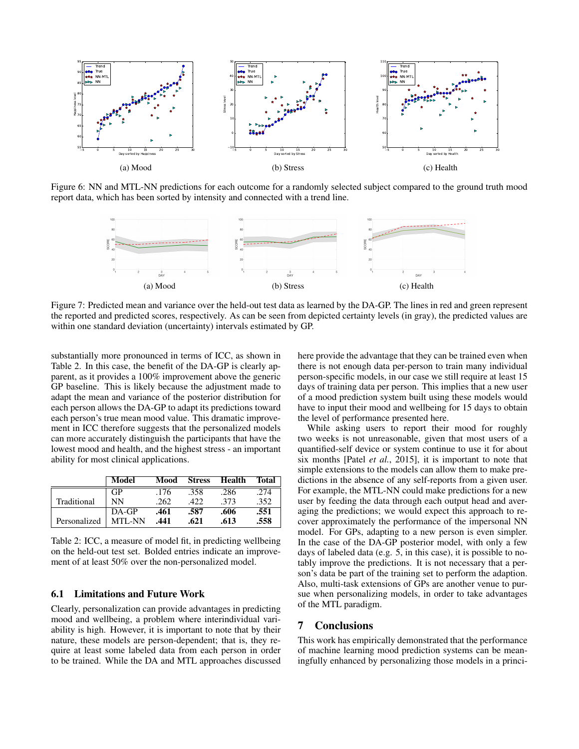(a) Mood

(b) Stress

(c) Health

Figure 6: NN and MTL-NN predictions for each outcome for a randomly selected subject compared to the ground truth mood report data, which has been sorted by intensity and connected with a trend line.

(a) Mood

(b) Stress

(c) Health

Figure 7: Predicted mean and variance over the held-out test data as learned by the DA-GP. The lines in red and green represent the reported and predicted scores, respectively. As can be seen from depicted certainty levels (in gray), the predicted values are within one standard deviation (uncertainty) intervals estimated by GP.

substantially more pronounced in terms of ICC, as shown in Table 2. In this case, the benefit of the DA-GP is clearly apparent, as it provides a 100% improvement above the generic GP baseline. This is likely because the adjustment made to adapt the mean and variance of the posterior distribution for each person allows the DA-GP to adapt its predictions toward each person's true mean mood value. This dramatic improvement in ICC therefore suggests that the personalized models can more accurately distinguish the participants that have the lowest mood and health, and the highest stress - an important ability for most clinical applications.

| | Model | Mood | Stress | Health | Total |
|---|---|---|---|---|---|
| Traditional | GP | .176 | .358 | .286 | .274 |
| | NN | .262 | .422 | .373 | .352 |
| Personalized | DA-GP | **.461** | **.587** | **.606** | **.551** |
| | MTL-NN | **.441** | **.621** | **.613** | **.558** |

Table 2: ICC, a measure of model fit, in predicting wellbeing on the held-out test set. Bolded entries indicate an improvement of at least 50% over the non-personalized model.

### 6.1 Limitations and Future Work

Clearly, personalization can provide advantages in predicting mood and wellbeing, a problem where interindividual variability is high. However, it is important to note that by their nature, these models are person-dependent; that is, they require at least some labeled data from each person in order to be trained. While the DA and MTL approaches discussed here provide the advantage that they can be trained even when there is not enough data per-person to train many individual person-specific models, in our case we still require at least 15 days of training data per person. This implies that a new user of a mood prediction system built using these models would have to input their mood and wellbeing for 15 days to obtain the level of performance presented here.

While asking users to report their mood for roughly two weeks is not unreasonable, given that most users of a quantified-self device or system continue to use it for about six months [Patel *et al.*, 2015], it is important to note that simple extensions to the models can allow them to make predictions in the absence of any self-reports from a given user. For example, the MTL-NN could make predictions for a new user by feeding the data through each output head and averaging the predictions; we would expect this approach to recover approximately the performance of the impersonal NN model. For GPs, adapting to a new person is even simpler. In the case of the DA-GP posterior model, with only a few days of labeled data (e.g. 5, in this case), it is possible to notably improve the predictions. It is not necessary that a person's data be part of the training set to perform the adaption. Also, multi-task extensions of GPs are another venue to pursue when personalizing models, in order to take advantages of the MTL paradigm.

## 7 Conclusions

This work has empirically demonstrated that the performance of machine learning mood prediction systems can be meaningfully enhanced by personalizing those models in a princi-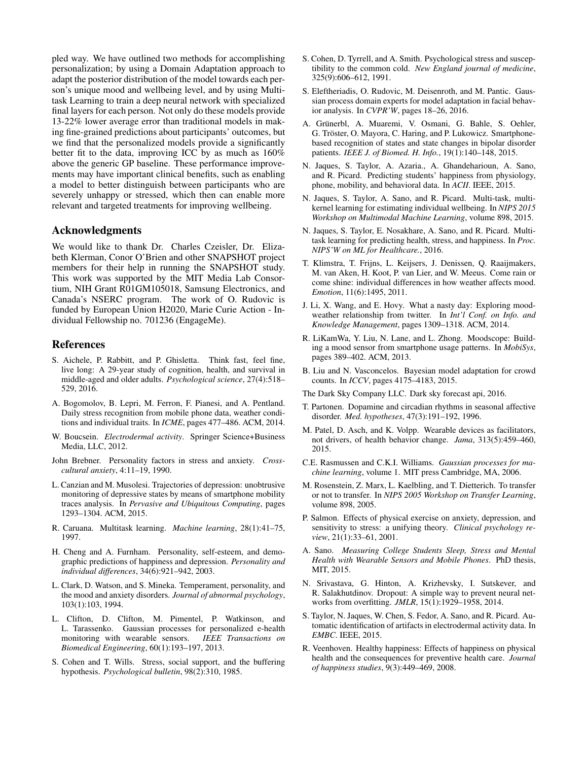pled way. We have outlined two methods for accomplishing personalization; by using a Domain Adaptation approach to adapt the posterior distribution of the model towards each person's unique mood and wellbeing level, and by using Multitask Learning to train a deep neural network with specialized final layers for each person. Not only do these models provide 13-22% lower average error than traditional models in making fine-grained predictions about participants' outcomes, but we find that the personalized models provide a significantly better fit to the data, improving ICC by as much as 160% above the generic GP baseline. These performance improvements may have important clinical benefits, such as enabling a model to better distinguish between participants who are severely unhappy or stressed, which then can enable more relevant and targeted treatments for improving wellbeing.

## Acknowledgments

We would like to thank Dr. Charles Czeisler, Dr. Elizabeth Klerman, Conor O'Brien and other SNAPSHOT project members for their help in running the SNAPSHOT study. This work was supported by the MIT Media Lab Consortium, NIH Grant R01GM105018, Samsung Electronics, and Canada's NSERC program. The work of O. Rudovic is funded by European Union H2020, Marie Curie Action - Individual Fellowship no. 701236 (EngageMe).

## References

S. Aichele, P. Rabbitt, and P. Ghisletta. Think fast, feel fine, live long: A 29-year study of cognition, health, and survival in middle-aged and older adults. *Psychological science*, 27(4):518–529, 2016.

A. Bogomolov, B. Lepri, M. Ferron, F. Pianesi, and A. Pentland. Daily stress recognition from mobile phone data, weather conditions and individual traits. In *ICME*, pages 477–486. ACM, 2014.

W. Boucsein. *Electrodermal activity*. Springer Science+Business Media, LLC, 2012.

John Brebner. Personality factors in stress and anxiety. *Cross-cultural anxiety*, 4:11–19, 1990.

L. Canzian and M. Musolesi. Trajectories of depression: unobtrusive monitoring of depressive states by means of smartphone mobility traces analysis. In *Pervasive and Ubiquitous Computing*, pages 1293–1304. ACM, 2015.

R. Caruana. Multitask learning. *Machine learning*, 28(1):41–75, 1997.

H. Cheng and A. Furnham. Personality, self-esteem, and demographic predictions of happiness and depression. *Personality and individual differences*, 34(6):921–942, 2003.

L. Clark, D. Watson, and S. Mineka. Temperament, personality, and the mood and anxiety disorders. *Journal of abnormal psychology*, 103(1):103, 1994.

L. Clifton, D. Clifton, M. Pimentel, P. Watkinson, and L. Tarassenko. Gaussian processes for personalized e-health monitoring with wearable sensors. *IEEE Transactions on Biomedical Engineering*, 60(1):193–197, 2013.

S. Cohen and T. Wills. Stress, social support, and the buffering hypothesis. *Psychological bulletin*, 98(2):310, 1985.

S. Cohen, D. Tyrrell, and A. Smith. Psychological stress and susceptibility to the common cold. *New England journal of medicine*, 325(9):606–612, 1991.

S. Eleftheriadis, O. Rudovic, M. Deisenroth, and M. Pantic. Gaussian process domain experts for model adaptation in facial behavior analysis. In *CVPR'W*, pages 18–26, 2016.

A. Grünerbl, A. Muaremi, V. Osmani, G. Bahle, S. Oehler, G. Tröster, O. Mayora, C. Haring, and P. Lukowicz. Smartphone-based recognition of states and state changes in bipolar disorder patients. *IEEE J. of Biomed. H. Info.*, 19(1):140–148, 2015.

N. Jaques, S. Taylor, A. Azaria., A. Ghandeharioun, A. Sano, and R. Picard. Predicting students' happiness from physiology, phone, mobility, and behavioral data. In *ACII*. IEEE, 2015.

N. Jaques, S. Taylor, A. Sano, and R. Picard. Multi-task, multi-kernel learning for estimating individual wellbeing. In *NIPS 2015 Workshop on Multimodal Machine Learning*, volume 898, 2015.

N. Jaques, S. Taylor, E. Nosakhare, A. Sano, and R. Picard. Multi-task learning for predicting health, stress, and happiness. In *Proc. NIPS'W on ML for Healthcare.*, 2016.

T. Klimstra, T. Frijns, L. Keijsers, J. Denissen, Q. Raaijmakers, M. van Aken, H. Koot, P. van Lier, and W. Meeus. Come rain or come shine: individual differences in how weather affects mood. *Emotion*, 11(6):1495, 2011.

J. Li, X. Wang, and E. Hovy. What a nasty day: Exploring mood-weather relationship from twitter. In *Int'l Conf. on Info. and Knowledge Management*, pages 1309–1318. ACM, 2014.

R. LiKamWa, Y. Liu, N. Lane, and L. Zhong. Moodscope: Building a mood sensor from smartphone usage patterns. In *MobiSys*, pages 389–402. ACM, 2013.

B. Liu and N. Vasconcelos. Bayesian model adaptation for crowd counts. In *ICCV*, pages 4175–4183, 2015.

The Dark Sky Company LLC. Dark sky forecast api, 2016.

T. Partonen. Dopamine and circadian rhythms in seasonal affective disorder. *Med. hypotheses*, 47(3):191–192, 1996.

M. Patel, D. Asch, and K. Volpp. Wearable devices as facilitators, not drivers, of health behavior change. *Jama*, 313(5):459–460, 2015.

C.E. Rasmussen and C.K.I. Williams. *Gaussian processes for machine learning*, volume 1. MIT press Cambridge, MA, 2006.

M. Rosenstein, Z. Marx, L. Kaelbling, and T. Dietterich. To transfer or not to transfer. In *NIPS 2005 Workshop on Transfer Learning*, volume 898, 2005.

P. Salmon. Effects of physical exercise on anxiety, depression, and sensitivity to stress: a unifying theory. *Clinical psychology review*, 21(1):33–61, 2001.

A. Sano. *Measuring College Students Sleep, Stress and Mental Health with Wearable Sensors and Mobile Phones*. PhD thesis, MIT, 2015.

N. Srivastava, G. Hinton, A. Krizhevsky, I. Sutskever, and R. Salakhutdinov. Dropout: A simple way to prevent neural networks from overfitting. *JMLR*, 15(1):1929–1958, 2014.

S. Taylor, N. Jaques, W. Chen, S. Fedor, A. Sano, and R. Picard. Automatic identification of artifacts in electrodermal activity data. In *EMBC*. IEEE, 2015.

R. Veenhoven. Healthy happiness: Effects of happiness on physical health and the consequences for preventive health care. *Journal of happiness studies*, 9(3):449–469, 2008.